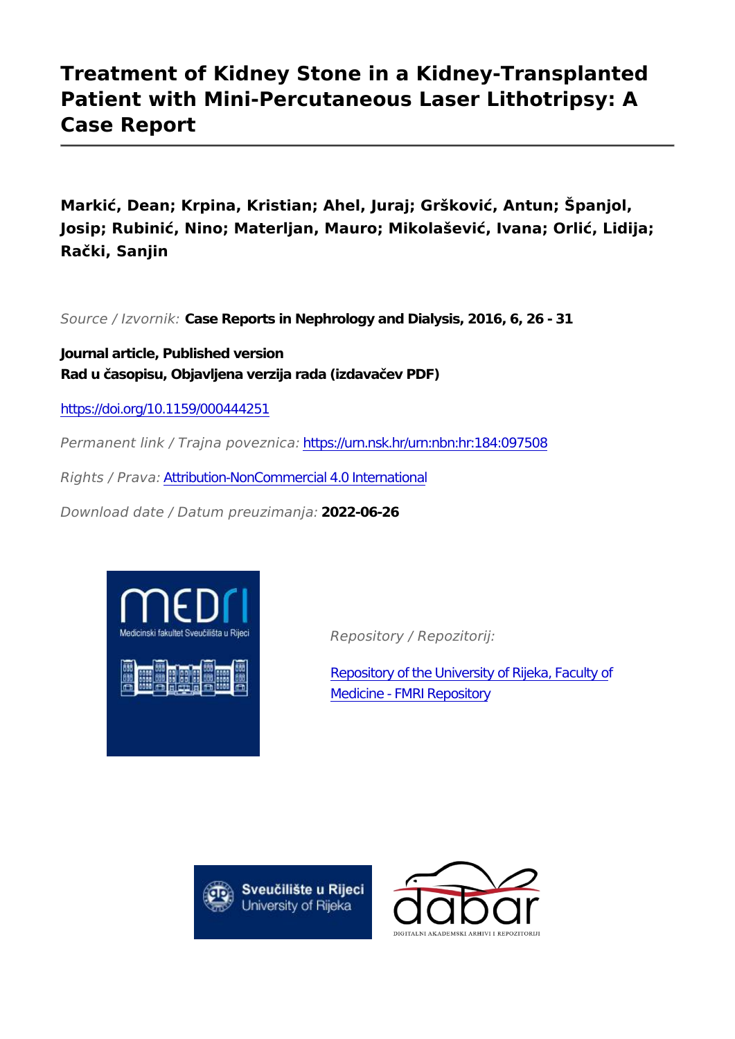# Treatment of Kidney Stone in a Kidney-Transplanted Patient with Mini-Percutaneous Laser Lithotripsy: A Case Report

**Markić, Dean; Krpina, Kristian; Ahel, Juraj; Gršković, Antun; Španjol, Josip; Rubinić, Nino; Materljan, Mauro; Mikolašević, Ivana; Orlić, Lidija; Rački, Sanjin**

*Source / Izvornik:* **Case Reports in Nephrology and Dialysis, 2016, 6, 26 - 31**

**Journal article, Published version**
**Rad u časopisu, Objavljena verzija rada (izdavačev PDF)**

https://doi.org/10.1159/000444251

*Permanent link / Trajna poveznica:* https://urn.nsk.hr/urn:nbn:hr:184:097508

*Rights / Prava:* Attribution-NonCommercial 4.0 International

*Download date / Datum preuzimanja:* **2022-06-26**

*Repository / Repozitorij:*

Repository of the University of Rijeka, Faculty of Medicine - FMRI Repository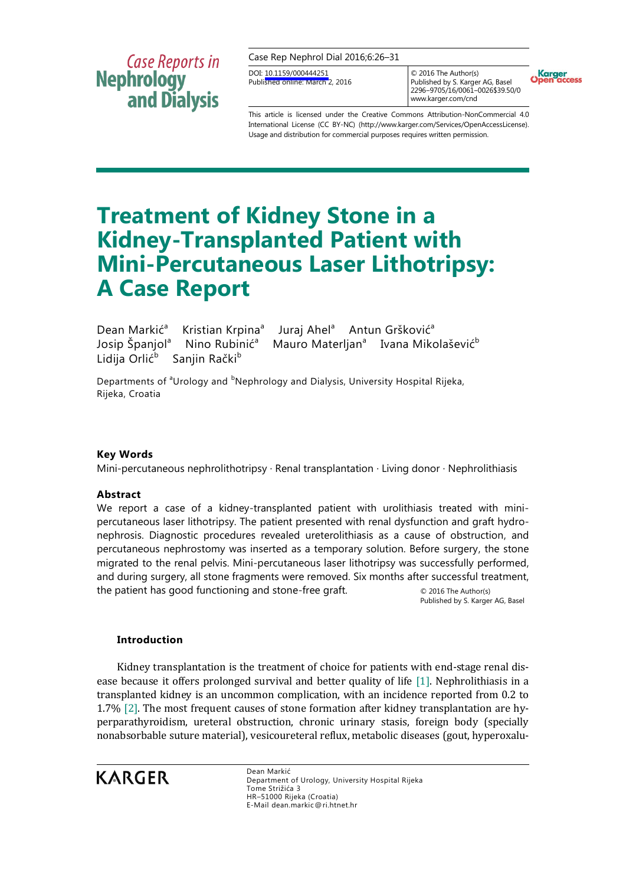# Treatment of Kidney Stone in a Kidney-Transplanted Patient with Mini-Percutaneous Laser Lithotripsy: A Case Report

Dean Markić[a] Kristian Krpina[a] Juraj Ahel[a] Antun Gršković[a] Josip Španjol[a] Nino Rubinić[a] Mauro Materljan[a] Ivana Mikolašević[b] Lidija Orlić[b] Sanjin Rački[b]

Departments of [a]Urology and [b]Nephrology and Dialysis, University Hospital Rijeka, Rijeka, Croatia

DOI: 10.1159/000444251
Published online: March 2, 2016

© 2016 The Author(s)
Published by S. Karger AG, Basel
2296–9705/16/0061–0026$39.50/0
www.karger.com/cnd

This article is licensed under the Creative Commons Attribution-NonCommercial 4.0 International License (CC BY-NC) (http://www.karger.com/Services/OpenAccessLicense). Usage and distribution for commercial purposes requires written permission.

### Key Words

Mini-percutaneous nephrolithotripsy · Renal transplantation · Living donor · Nephrolithiasis

### Abstract

We report a case of a kidney-transplanted patient with urolithiasis treated with mini-percutaneous laser lithotripsy. The patient presented with renal dysfunction and graft hydronephrosis. Diagnostic procedures revealed ureterolithiasis as a cause of obstruction, and percutaneous nephrostomy was inserted as a temporary solution. Before surgery, the stone migrated to the renal pelvis. Mini-percutaneous laser lithotripsy was successfully performed, and during surgery, all stone fragments were removed. Six months after successful treatment, the patient has good functioning and stone-free graft.

© 2016 The Author(s)
Published by S. Karger AG, Basel

## Introduction

Kidney transplantation is the treatment of choice for patients with end-stage renal disease because it offers prolonged survival and better quality of life [1]. Nephrolithiasis in a transplanted kidney is an uncommon complication, with an incidence reported from 0.2 to 1.7% [2]. The most frequent causes of stone formation after kidney transplantation are hyperparathyroidism, ureteral obstruction, chronic urinary stasis, foreign body (specially nonabsorbable suture material), vesicoureteral reflux, metabolic diseases (gout, hyperoxalu-

Dean Markić
Department of Urology, University Hospital Rijeka
Tome Strižića 3
HR–51000 Rijeka (Croatia)
E-Mail dean.markic@ri.htnet.hr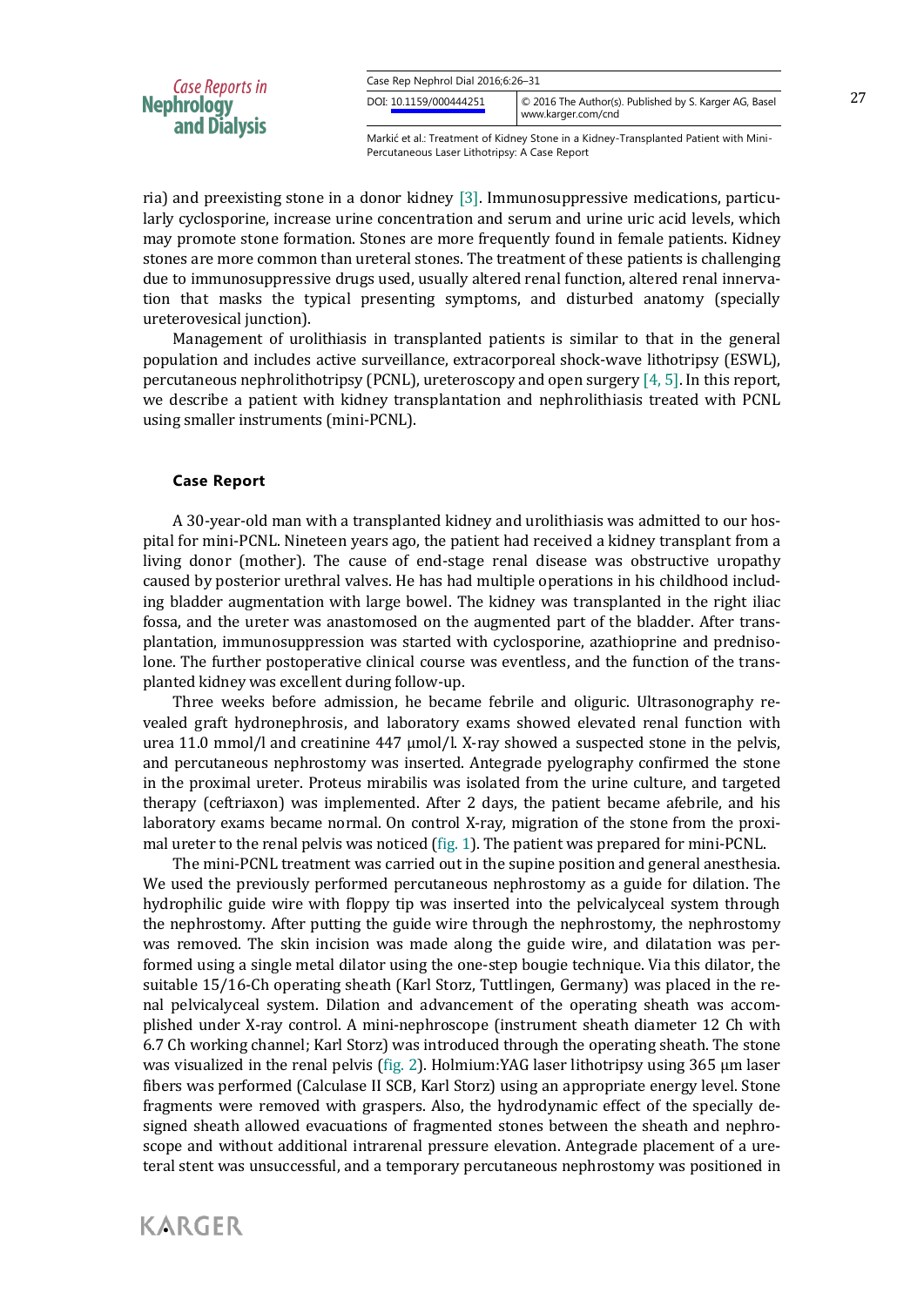ria) and preexisting stone in a donor kidney [3]. Immunosuppressive medications, particularly cyclosporine, increase urine concentration and serum and urine uric acid levels, which may promote stone formation. Stones are more frequently found in female patients. Kidney stones are more common than ureteral stones. The treatment of these patients is challenging due to immunosuppressive drugs used, usually altered renal function, altered renal innervation that masks the typical presenting symptoms, and disturbed anatomy (specially ureterovesical junction).

Management of urolithiasis in transplanted patients is similar to that in the general population and includes active surveillance, extracorporeal shock-wave lithotripsy (ESWL), percutaneous nephrolithotripsy (PCNL), ureteroscopy and open surgery [4, 5]. In this report, we describe a patient with kidney transplantation and nephrolithiasis treated with PCNL using smaller instruments (mini-PCNL).

## Case Report

A 30-year-old man with a transplanted kidney and urolithiasis was admitted to our hospital for mini-PCNL. Nineteen years ago, the patient had received a kidney transplant from a living donor (mother). The cause of end-stage renal disease was obstructive uropathy caused by posterior urethral valves. He has had multiple operations in his childhood including bladder augmentation with large bowel. The kidney was transplanted in the right iliac fossa, and the ureter was anastomosed on the augmented part of the bladder. After transplantation, immunosuppression was started with cyclosporine, azathioprine and prednisolone. The further postoperative clinical course was eventless, and the function of the transplanted kidney was excellent during follow-up.

Three weeks before admission, he became febrile and oliguric. Ultrasonography revealed graft hydronephrosis, and laboratory exams showed elevated renal function with urea 11.0 mmol/l and creatinine 447 μmol/l. X-ray showed a suspected stone in the pelvis, and percutaneous nephrostomy was inserted. Antegrade pyelography confirmed the stone in the proximal ureter. Proteus mirabilis was isolated from the urine culture, and targeted therapy (ceftriaxon) was implemented. After 2 days, the patient became afebrile, and his laboratory exams became normal. On control X-ray, migration of the stone from the proximal ureter to the renal pelvis was noticed (fig. 1). The patient was prepared for mini-PCNL.

The mini-PCNL treatment was carried out in the supine position and general anesthesia. We used the previously performed percutaneous nephrostomy as a guide for dilation. The hydrophilic guide wire with floppy tip was inserted into the pelvicalyceal system through the nephrostomy. After putting the guide wire through the nephrostomy, the nephrostomy was removed. The skin incision was made along the guide wire, and dilatation was performed using a single metal dilator using the one-step bougie technique. Via this dilator, the suitable 15/16-Ch operating sheath (Karl Storz, Tuttlingen, Germany) was placed in the renal pelvicalyceal system. Dilation and advancement of the operating sheath was accomplished under X-ray control. A mini-nephroscope (instrument sheath diameter 12 Ch with 6.7 Ch working channel; Karl Storz) was introduced through the operating sheath. The stone was visualized in the renal pelvis (fig. 2). Holmium:YAG laser lithotripsy using 365 μm laser fibers was performed (Calculase II SCB, Karl Storz) using an appropriate energy level. Stone fragments were removed with graspers. Also, the hydrodynamic effect of the specially designed sheath allowed evacuations of fragmented stones between the sheath and nephroscope and without additional intrarenal pressure elevation. Antegrade placement of a ureteral stent was unsuccessful, and a temporary percutaneous nephrostomy was positioned in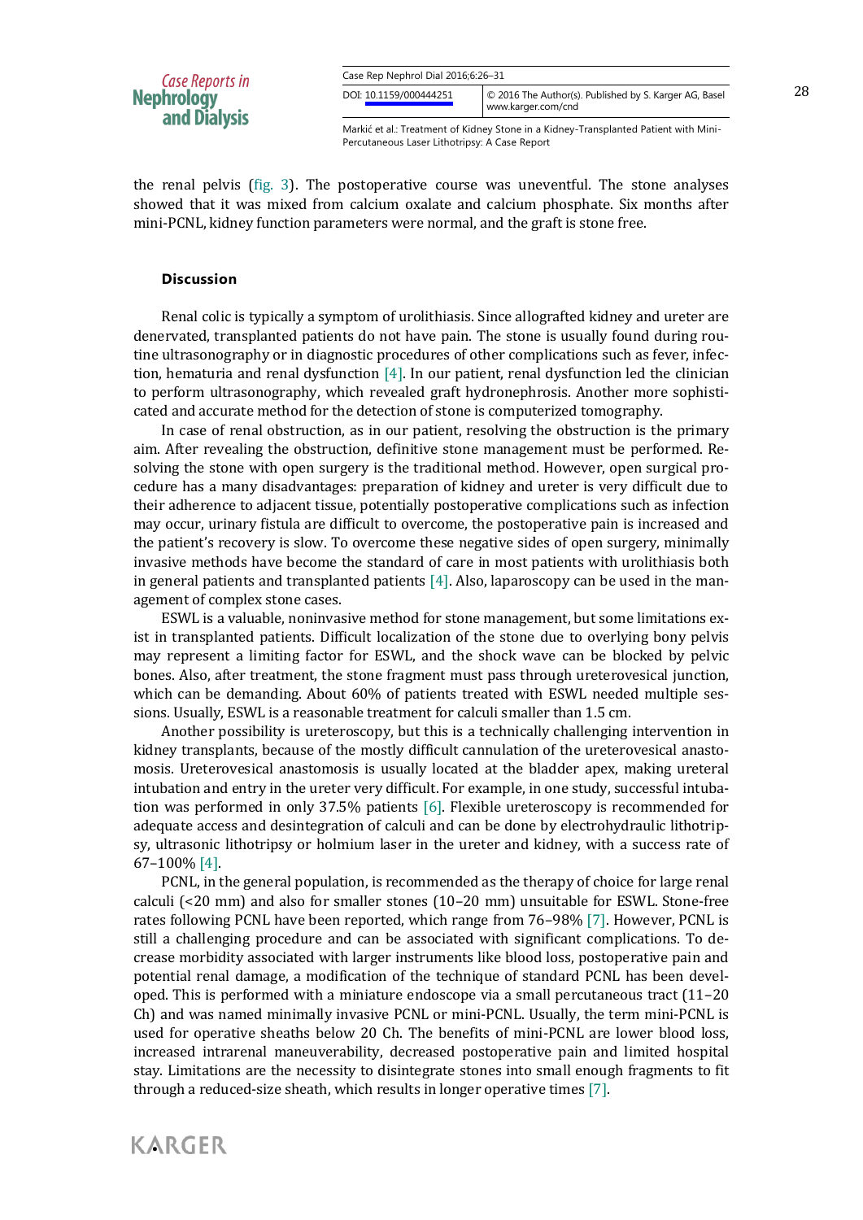the renal pelvis (fig. 3). The postoperative course was uneventful. The stone analyses showed that it was mixed from calcium oxalate and calcium phosphate. Six months after mini-PCNL, kidney function parameters were normal, and the graft is stone free.

## Discussion

Renal colic is typically a symptom of urolithiasis. Since allografted kidney and ureter are denervated, transplanted patients do not have pain. The stone is usually found during routine ultrasonography or in diagnostic procedures of other complications such as fever, infection, hematuria and renal dysfunction [4]. In our patient, renal dysfunction led the clinician to perform ultrasonography, which revealed graft hydronephrosis. Another more sophisticated and accurate method for the detection of stone is computerized tomography.

In case of renal obstruction, as in our patient, resolving the obstruction is the primary aim. After revealing the obstruction, definitive stone management must be performed. Resolving the stone with open surgery is the traditional method. However, open surgical procedure has a many disadvantages: preparation of kidney and ureter is very difficult due to their adherence to adjacent tissue, potentially postoperative complications such as infection may occur, urinary fistula are difficult to overcome, the postoperative pain is increased and the patient's recovery is slow. To overcome these negative sides of open surgery, minimally invasive methods have become the standard of care in most patients with urolithiasis both in general patients and transplanted patients [4]. Also, laparoscopy can be used in the management of complex stone cases.

ESWL is a valuable, noninvasive method for stone management, but some limitations exist in transplanted patients. Difficult localization of the stone due to overlying bony pelvis may represent a limiting factor for ESWL, and the shock wave can be blocked by pelvic bones. Also, after treatment, the stone fragment must pass through ureterovesical junction, which can be demanding. About 60% of patients treated with ESWL needed multiple sessions. Usually, ESWL is a reasonable treatment for calculi smaller than 1.5 cm.

Another possibility is ureteroscopy, but this is a technically challenging intervention in kidney transplants, because of the mostly difficult cannulation of the ureterovesical anastomosis. Ureterovesical anastomosis is usually located at the bladder apex, making ureteral intubation and entry in the ureter very difficult. For example, in one study, successful intubation was performed in only 37.5% patients [6]. Flexible ureteroscopy is recommended for adequate access and desintegration of calculi and can be done by electrohydraulic lithotripsy, ultrasonic lithotripsy or holmium laser in the ureter and kidney, with a success rate of 67–100% [4].

PCNL, in the general population, is recommended as the therapy of choice for large renal calculi (<20 mm) and also for smaller stones (10–20 mm) unsuitable for ESWL. Stone-free rates following PCNL have been reported, which range from 76–98% [7]. However, PCNL is still a challenging procedure and can be associated with significant complications. To decrease morbidity associated with larger instruments like blood loss, postoperative pain and potential renal damage, a modification of the technique of standard PCNL has been developed. This is performed with a miniature endoscope via a small percutaneous tract (11–20 Ch) and was named minimally invasive PCNL or mini-PCNL. Usually, the term mini-PCNL is used for operative sheaths below 20 Ch. The benefits of mini-PCNL are lower blood loss, increased intrarenal maneuverability, decreased postoperative pain and limited hospital stay. Limitations are the necessity to disintegrate stones into small enough fragments to fit through a reduced-size sheath, which results in longer operative times [7].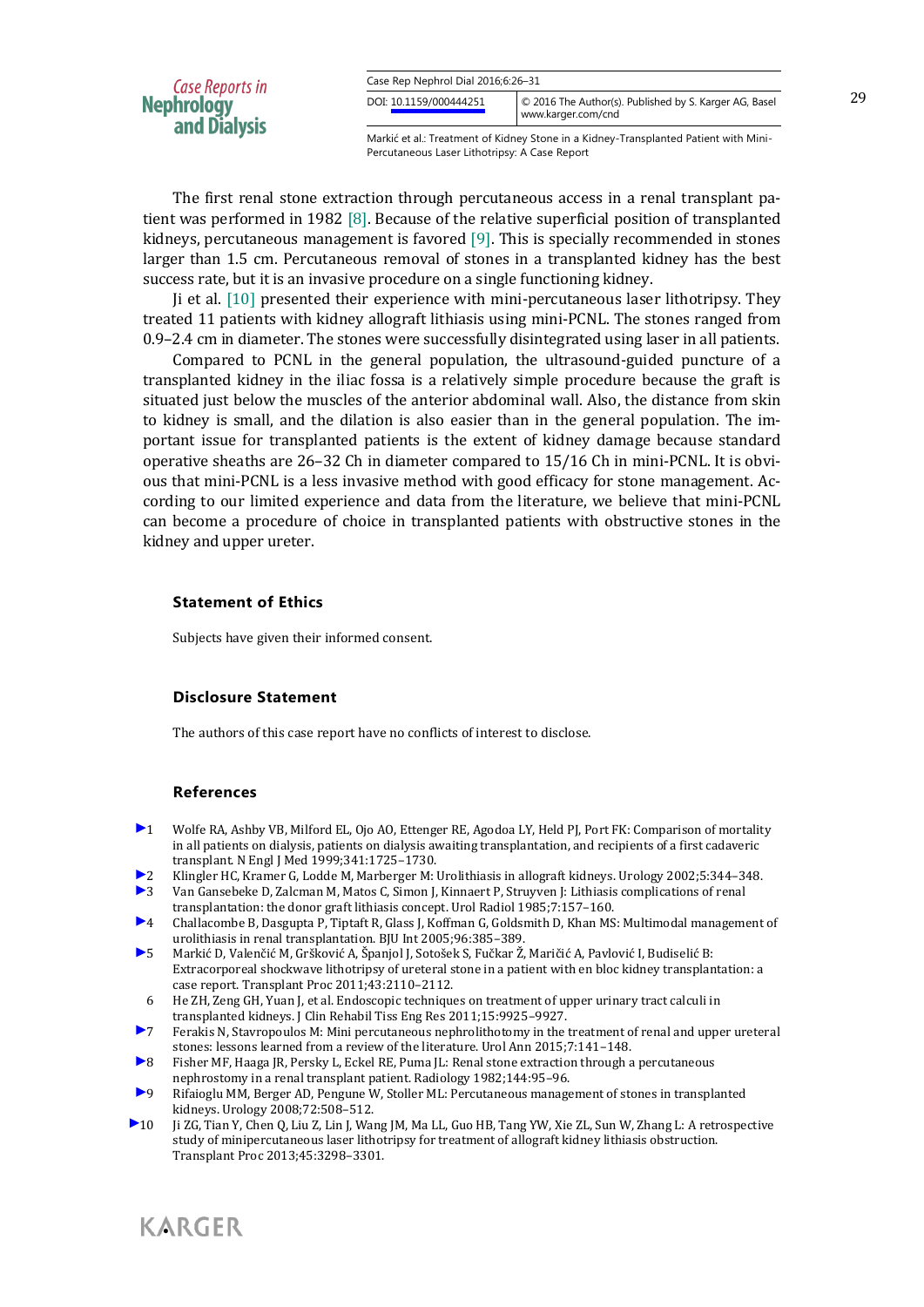The first renal stone extraction through percutaneous access in a renal transplant patient was performed in 1982 [8]. Because of the relative superficial position of transplanted kidneys, percutaneous management is favored [9]. This is specially recommended in stones larger than 1.5 cm. Percutaneous removal of stones in a transplanted kidney has the best success rate, but it is an invasive procedure on a single functioning kidney.

Ji et al. [10] presented their experience with mini-percutaneous laser lithotripsy. They treated 11 patients with kidney allograft lithiasis using mini-PCNL. The stones ranged from 0.9–2.4 cm in diameter. The stones were successfully disintegrated using laser in all patients.

Compared to PCNL in the general population, the ultrasound-guided puncture of a transplanted kidney in the iliac fossa is a relatively simple procedure because the graft is situated just below the muscles of the anterior abdominal wall. Also, the distance from skin to kidney is small, and the dilation is also easier than in the general population. The important issue for transplanted patients is the extent of kidney damage because standard operative sheaths are 26–32 Ch in diameter compared to 15/16 Ch in mini-PCNL. It is obvious that mini-PCNL is a less invasive method with good efficacy for stone management. According to our limited experience and data from the literature, we believe that mini-PCNL can become a procedure of choice in transplanted patients with obstructive stones in the kidney and upper ureter.

### Statement of Ethics

Subjects have given their informed consent.

### Disclosure Statement

The authors of this case report have no conflicts of interest to disclose.

### References

1. Wolfe RA, Ashby VB, Milford EL, Ojo AO, Ettenger RE, Agodoa LY, Held PJ, Port FK: Comparison of mortality in all patients on dialysis, patients on dialysis awaiting transplantation, and recipients of a first cadaveric transplant. N Engl J Med 1999;341:1725–1730.
2. Klingler HC, Kramer G, Lodde M, Marberger M: Urolithiasis in allograft kidneys. Urology 2002;5:344–348.
3. Van Gansebeke D, Zalcman M, Matos C, Simon J, Kinnaert P, Struyven J: Lithiasis complications of renal transplantation: the donor graft lithiasis concept. Urol Radiol 1985;7:157–160.
4. Challacombe B, Dasgupta P, Tiptaft R, Glass J, Koffman G, Goldsmith D, Khan MS: Multimodal management of urolithiasis in renal transplantation. BJU Int 2005;96:385–389.
5. Markić D, Valenčić M, Gršković A, Španjol J, Sotošek S, Fučkar Ž, Maričić A, Pavlović I, Budiselić B: Extracorporeal shockwave lithotripsy of ureteral stone in a patient with en bloc kidney transplantation: a case report. Transplant Proc 2011;43:2110–2112.
6. He ZH, Zeng GH, Yuan J, et al. Endoscopic techniques on treatment of upper urinary tract calculi in transplanted kidneys. J Clin Rehabil Tiss Eng Res 2011;15:9925–9927.
7. Ferakis N, Stavropoulos M: Mini percutaneous nephrolithotomy in the treatment of renal and upper ureteral stones: lessons learned from a review of the literature. Urol Ann 2015;7:141–148.
8. Fisher MF, Haaga JR, Persky L, Eckel RE, Puma JL: Renal stone extraction through a percutaneous nephrostomy in a renal transplant patient. Radiology 1982;144:95–96.
9. Rifaioglu MM, Berger AD, Pengune W, Stoller ML: Percutaneous management of stones in transplanted kidneys. Urology 2008;72:508–512.
10. Ji ZG, Tian Y, Chen Q, Liu Z, Lin J, Wang JM, Ma LL, Guo HB, Tang YW, Xie ZL, Sun W, Zhang L: A retrospective study of minipercutaneous laser lithotripsy for treatment of allograft kidney lithiasis obstruction. Transplant Proc 2013;45:3298–3301.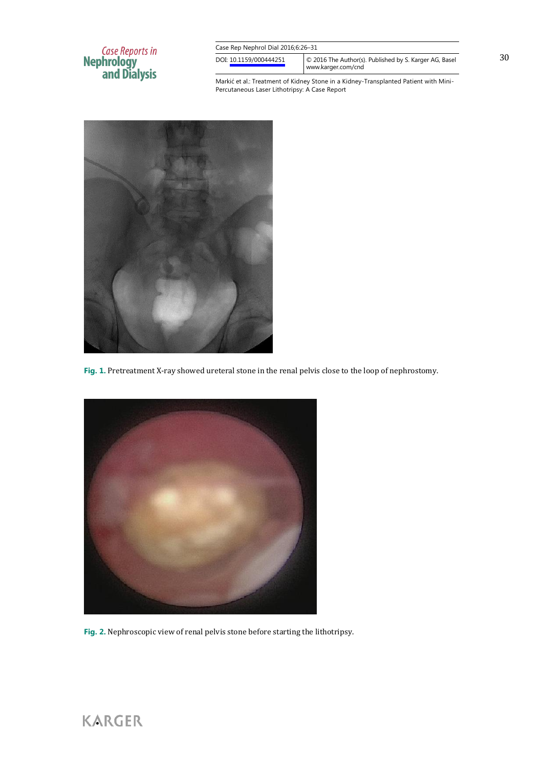Fig. 1. Pretreatment X-ray showed ureteral stone in the renal pelvis close to the loop of nephrostomy.

Fig. 2. Nephroscopic view of renal pelvis stone before starting the lithotripsy.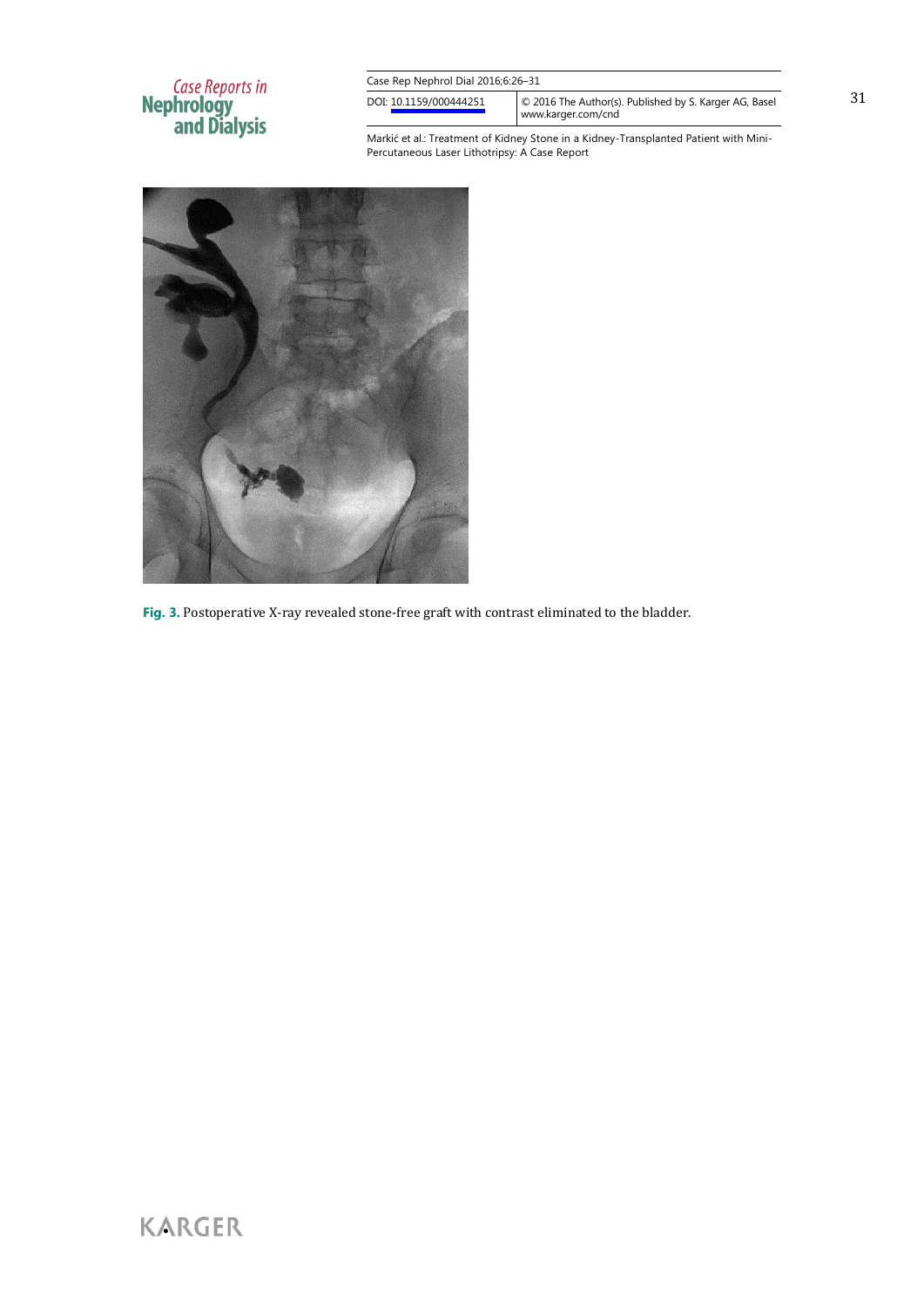**Fig. 3.** Postoperative X-ray revealed stone-free graft with contrast eliminated to the bladder.